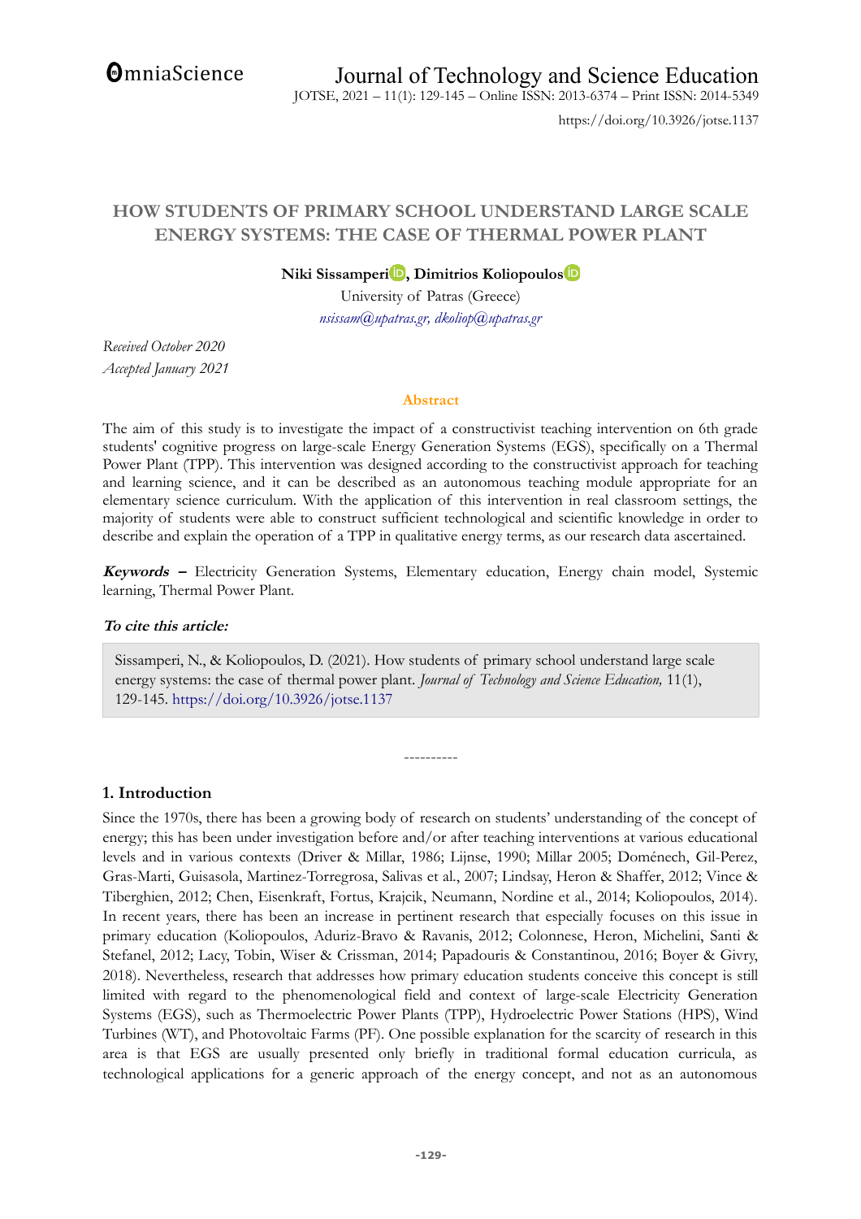# HOW STUDENTS OF PRIMARY SCHOOL UNDERSTAND LARGE SCALE ENERGY SYSTEMS: THE CASE OF THERMAL POWER PLANT

**Niki Sissamperi, Dimitrios Koliopoulos**

University of Patras (Greece)

*nsissam@upatras.gr, dkoliop@upatras.gr*

*Received October 2020*

*Accepted January 2021*

## Abstract

The aim of this study is to investigate the impact of a constructivist teaching intervention on 6th grade students' cognitive progress on large-scale Energy Generation Systems (EGS), specifically on a Thermal Power Plant (TPP). This intervention was designed according to the constructivist approach for teaching and learning science, and it can be described as an autonomous teaching module appropriate for an elementary science curriculum. With the application of this intervention in real classroom settings, the majority of students were able to construct sufficient technological and scientific knowledge in order to describe and explain the operation of a TPP in qualitative energy terms, as our research data ascertained.

***Keywords –*** Electricity Generation Systems, Elementary education, Energy chain model, Systemic learning, Thermal Power Plant.

### *To cite this article:*

Sissamperi, N., & Koliopoulos, D. (2021). How students of primary school understand large scale energy systems: the case of thermal power plant. *Journal of Technology and Science Education,* 11(1), 129-145. https://doi.org/10.3926/jotse.1137

----------

## 1. Introduction

Since the 1970s, there has been a growing body of research on students' understanding of the concept of energy; this has been under investigation before and/or after teaching interventions at various educational levels and in various contexts (Driver & Millar, 1986; Lijnse, 1990; Millar 2005; Doménech, Gil-Perez, Gras-Marti, Guisasola, Martinez-Torregrosa, Salivas et al., 2007; Lindsay, Heron & Shaffer, 2012; Vince & Tiberghien, 2012; Chen, Eisenkraft, Fortus, Krajcik, Neumann, Nordine et al., 2014; Koliopoulos, 2014). In recent years, there has been an increase in pertinent research that especially focuses on this issue in primary education (Koliopoulos, Aduriz-Bravo & Ravanis, 2012; Colonnese, Heron, Michelini, Santi & Stefanel, 2012; Lacy, Tobin, Wiser & Crissman, 2014; Papadouris & Constantinou, 2016; Boyer & Givry, 2018). Nevertheless, research that addresses how primary education students conceive this concept is still limited with regard to the phenomenological field and context of large-scale Electricity Generation Systems (EGS), such as Thermoelectric Power Plants (TPP), Hydroelectric Power Stations (HPS), Wind Turbines (WT), and Photovoltaic Farms (PF). One possible explanation for the scarcity of research in this area is that EGS are usually presented only briefly in traditional formal education curricula, as technological applications for a generic approach of the energy concept, and not as an autonomous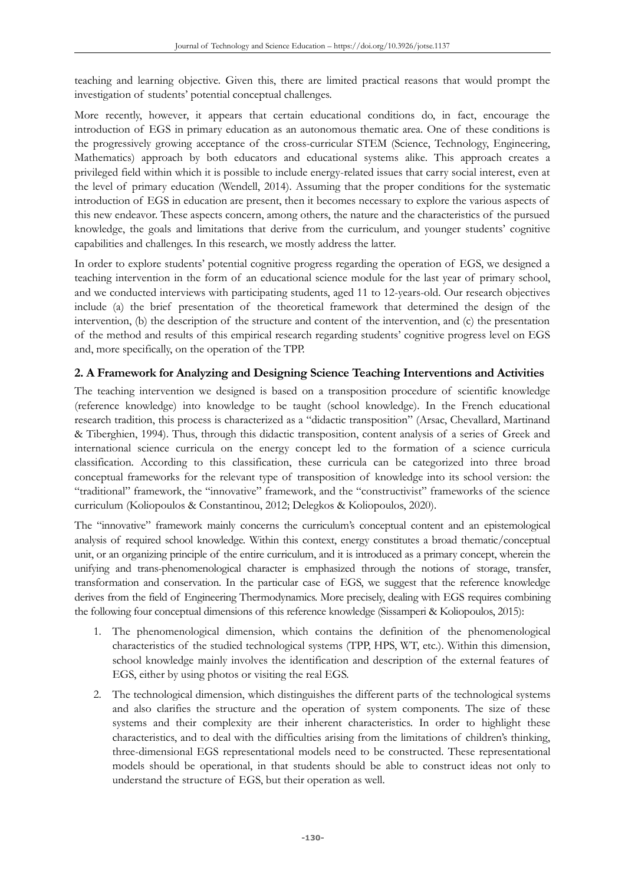teaching and learning objective. Given this, there are limited practical reasons that would prompt the investigation of students' potential conceptual challenges.

More recently, however, it appears that certain educational conditions do, in fact, encourage the introduction of EGS in primary education as an autonomous thematic area. One of these conditions is the progressively growing acceptance of the cross-curricular STEM (Science, Technology, Engineering, Mathematics) approach by both educators and educational systems alike. This approach creates a privileged field within which it is possible to include energy-related issues that carry social interest, even at the level of primary education (Wendell, 2014). Assuming that the proper conditions for the systematic introduction of EGS in education are present, then it becomes necessary to explore the various aspects of this new endeavor. These aspects concern, among others, the nature and the characteristics of the pursued knowledge, the goals and limitations that derive from the curriculum, and younger students' cognitive capabilities and challenges. In this research, we mostly address the latter.

In order to explore students' potential cognitive progress regarding the operation of EGS, we designed a teaching intervention in the form of an educational science module for the last year of primary school, and we conducted interviews with participating students, aged 11 to 12-years-old. Our research objectives include (a) the brief presentation of the theoretical framework that determined the design of the intervention, (b) the description of the structure and content of the intervention, and (c) the presentation of the method and results of this empirical research regarding students' cognitive progress level on EGS and, more specifically, on the operation of the TPP.

## 2. A Framework for Analyzing and Designing Science Teaching Interventions and Activities

The teaching intervention we designed is based on a transposition procedure of scientific knowledge (reference knowledge) into knowledge to be taught (school knowledge). In the French educational research tradition, this process is characterized as a "didactic transposition" (Arsac, Chevallard, Martinand & Tiberghien, 1994). Thus, through this didactic transposition, content analysis of a series of Greek and international science curricula on the energy concept led to the formation of a science curricula classification. According to this classification, these curricula can be categorized into three broad conceptual frameworks for the relevant type of transposition of knowledge into its school version: the "traditional" framework, the "innovative" framework, and the "constructivist" frameworks of the science curriculum (Koliopoulos & Constantinou, 2012; Delegkos & Koliopoulos, 2020).

The "innovative" framework mainly concerns the curriculum's conceptual content and an epistemological analysis of required school knowledge. Within this context, energy constitutes a broad thematic/conceptual unit, or an organizing principle of the entire curriculum, and it is introduced as a primary concept, wherein the unifying and trans-phenomenological character is emphasized through the notions of storage, transfer, transformation and conservation. In the particular case of EGS, we suggest that the reference knowledge derives from the field of Engineering Thermodynamics. More precisely, dealing with EGS requires combining the following four conceptual dimensions of this reference knowledge (Sissamperi & Koliopoulos, 2015):

1. The phenomenological dimension, which contains the definition of the phenomenological characteristics of the studied technological systems (TPP, HPS, WT, etc.). Within this dimension, school knowledge mainly involves the identification and description of the external features of EGS, either by using photos or visiting the real EGS.
2. The technological dimension, which distinguishes the different parts of the technological systems and also clarifies the structure and the operation of system components. The size of these systems and their complexity are their inherent characteristics. In order to highlight these characteristics, and to deal with the difficulties arising from the limitations of children's thinking, three-dimensional EGS representational models need to be constructed. These representational models should be operational, in that students should be able to construct ideas not only to understand the structure of EGS, but their operation as well.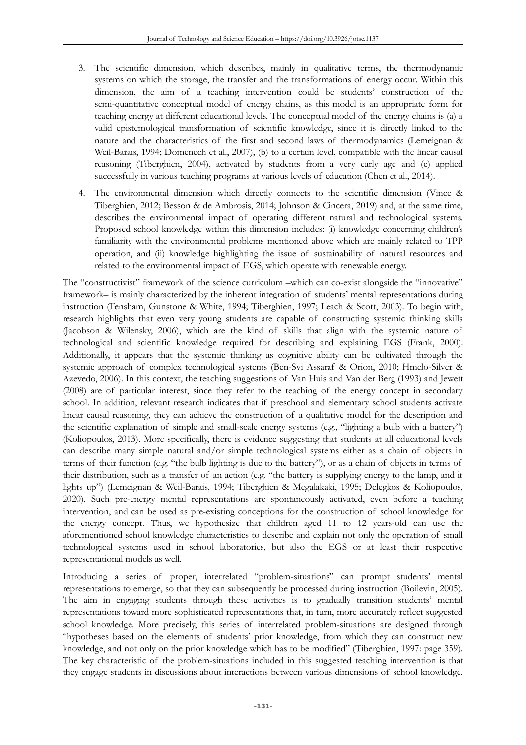3. The scientific dimension, which describes, mainly in qualitative terms, the thermodynamic systems on which the storage, the transfer and the transformations of energy occur. Within this dimension, the aim of a teaching intervention could be students' construction of the semi-quantitative conceptual model of energy chains, as this model is an appropriate form for teaching energy at different educational levels. The conceptual model of the energy chains is (a) a valid epistemological transformation of scientific knowledge, since it is directly linked to the nature and the characteristics of the first and second laws of thermodynamics (Lemeignan & Weil-Barais, 1994; Domenech et al., 2007), (b) to a certain level, compatible with the linear causal reasoning (Tiberghien, 2004), activated by students from a very early age and (c) applied successfully in various teaching programs at various levels of education (Chen et al., 2014).

4. The environmental dimension which directly connects to the scientific dimension (Vince & Tiberghien, 2012; Besson & de Ambrosis, 2014; Johnson & Cincera, 2019) and, at the same time, describes the environmental impact of operating different natural and technological systems. Proposed school knowledge within this dimension includes: (i) knowledge concerning children's familiarity with the environmental problems mentioned above which are mainly related to TPP operation, and (ii) knowledge highlighting the issue of sustainability of natural resources and related to the environmental impact of EGS, which operate with renewable energy.

The "constructivist" framework of the science curriculum –which can co-exist alongside the "innovative" framework– is mainly characterized by the inherent integration of students' mental representations during instruction (Fensham, Gunstone & White, 1994; Tiberghien, 1997; Leach & Scott, 2003). To begin with, research highlights that even very young students are capable of constructing systemic thinking skills (Jacobson & Wilensky, 2006), which are the kind of skills that align with the systemic nature of technological and scientific knowledge required for describing and explaining EGS (Frank, 2000). Additionally, it appears that the systemic thinking as cognitive ability can be cultivated through the systemic approach of complex technological systems (Ben-Svi Assaraf & Orion, 2010; Hmelo-Silver & Azevedo, 2006). In this context, the teaching suggestions of Van Huis and Van der Berg (1993) and Jewett (2008) are of particular interest, since they refer to the teaching of the energy concept in secondary school. In addition, relevant research indicates that if preschool and elementary school students activate linear causal reasoning, they can achieve the construction of a qualitative model for the description and the scientific explanation of simple and small-scale energy systems (e.g., "lighting a bulb with a battery") (Koliopoulos, 2013). More specifically, there is evidence suggesting that students at all educational levels can describe many simple natural and/or simple technological systems either as a chain of objects in terms of their function (e.g. "the bulb lighting is due to the battery"), or as a chain of objects in terms of their distribution, such as a transfer of an action (e.g. "the battery is supplying energy to the lamp, and it lights up") (Lemeignan & Weil-Barais, 1994; Tiberghien & Megalakaki, 1995; Delegkos & Koliopoulos, 2020). Such pre-energy mental representations are spontaneously activated, even before a teaching intervention, and can be used as pre-existing conceptions for the construction of school knowledge for the energy concept. Thus, we hypothesize that children aged 11 to 12 years-old can use the aforementioned school knowledge characteristics to describe and explain not only the operation of small technological systems used in school laboratories, but also the EGS or at least their respective representational models as well.

Introducing a series of proper, interrelated "problem-situations" can prompt students' mental representations to emerge, so that they can subsequently be processed during instruction (Boilevin, 2005). The aim in engaging students through these activities is to gradually transition students' mental representations toward more sophisticated representations that, in turn, more accurately reflect suggested school knowledge. More precisely, this series of interrelated problem-situations are designed through "hypotheses based on the elements of students' prior knowledge, from which they can construct new knowledge, and not only on the prior knowledge which has to be modified" (Tiberghien, 1997: page 359). The key characteristic of the problem-situations included in this suggested teaching intervention is that they engage students in discussions about interactions between various dimensions of school knowledge.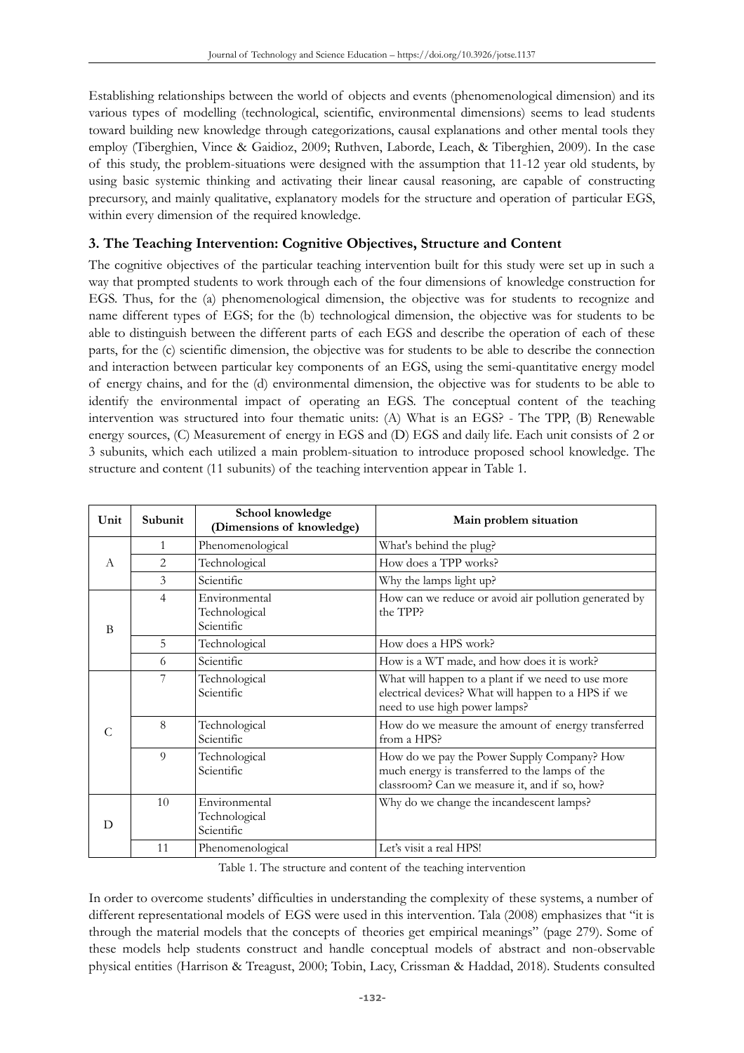Establishing relationships between the world of objects and events (phenomenological dimension) and its various types of modelling (technological, scientific, environmental dimensions) seems to lead students toward building new knowledge through categorizations, causal explanations and other mental tools they employ (Tiberghien, Vince & Gaidioz, 2009; Ruthven, Laborde, Leach, & Tiberghien, 2009). In the case of this study, the problem-situations were designed with the assumption that 11-12 year old students, by using basic systemic thinking and activating their linear causal reasoning, are capable of constructing precursory, and mainly qualitative, explanatory models for the structure and operation of particular EGS, within every dimension of the required knowledge.

## 3. The Teaching Intervention: Cognitive Objectives, Structure and Content

The cognitive objectives of the particular teaching intervention built for this study were set up in such a way that prompted students to work through each of the four dimensions of knowledge construction for EGS. Thus, for the (a) phenomenological dimension, the objective was for students to recognize and name different types of EGS; for the (b) technological dimension, the objective was for students to be able to distinguish between the different parts of each EGS and describe the operation of each of these parts, for the (c) scientific dimension, the objective was for students to be able to describe the connection and interaction between particular key components of an EGS, using the semi-quantitative energy model of energy chains, and for the (d) environmental dimension, the objective was for students to be able to identify the environmental impact of operating an EGS. The conceptual content of the teaching intervention was structured into four thematic units: (A) What is an EGS? - The TPP, (B) Renewable energy sources, (C) Measurement of energy in EGS and (D) EGS and daily life. Each unit consists of 2 or 3 subunits, which each utilized a main problem-situation to introduce proposed school knowledge. The structure and content (11 subunits) of the teaching intervention appear in Table 1.

| Unit | Subunit | School knowledge (Dimensions of knowledge) | Main problem situation |
|---|---|---|---|
| A | 1 | Phenomenological | What's behind the plug? |
| | 2 | Technological | How does a TPP works? |
| | 3 | Scientific | Why the lamps light up? |
| B | 4 | Environmental<br>Technological<br>Scientific | How can we reduce or avoid air pollution generated by the TPP? |
| | 5 | Technological | How does a HPS work? |
| | 6 | Scientific | How is a WT made, and how does it is work? |
| C | 7 | Technological<br>Scientific | What will happen to a plant if we need to use more electrical devices? What will happen to a HPS if we need to use high power lamps? |
| | 8 | Technological<br>Scientific | How do we measure the amount of energy transferred from a HPS? |
| | 9 | Technological<br>Scientific | How do we pay the Power Supply Company? How much energy is transferred to the lamps of the classroom? Can we measure it, and if so, how? |
| D | 10 | Environmental<br>Technological<br>Scientific | Why do we change the incandescent lamps? |
| | 11 | Phenomenological | Let's visit a real HPS! |

Table 1. The structure and content of the teaching intervention

In order to overcome students' difficulties in understanding the complexity of these systems, a number of different representational models of EGS were used in this intervention. Tala (2008) emphasizes that "it is through the material models that the concepts of theories get empirical meanings" (page 279). Some of these models help students construct and handle conceptual models of abstract and non-observable physical entities (Harrison & Treagust, 2000; Tobin, Lacy, Crissman & Haddad, 2018). Students consulted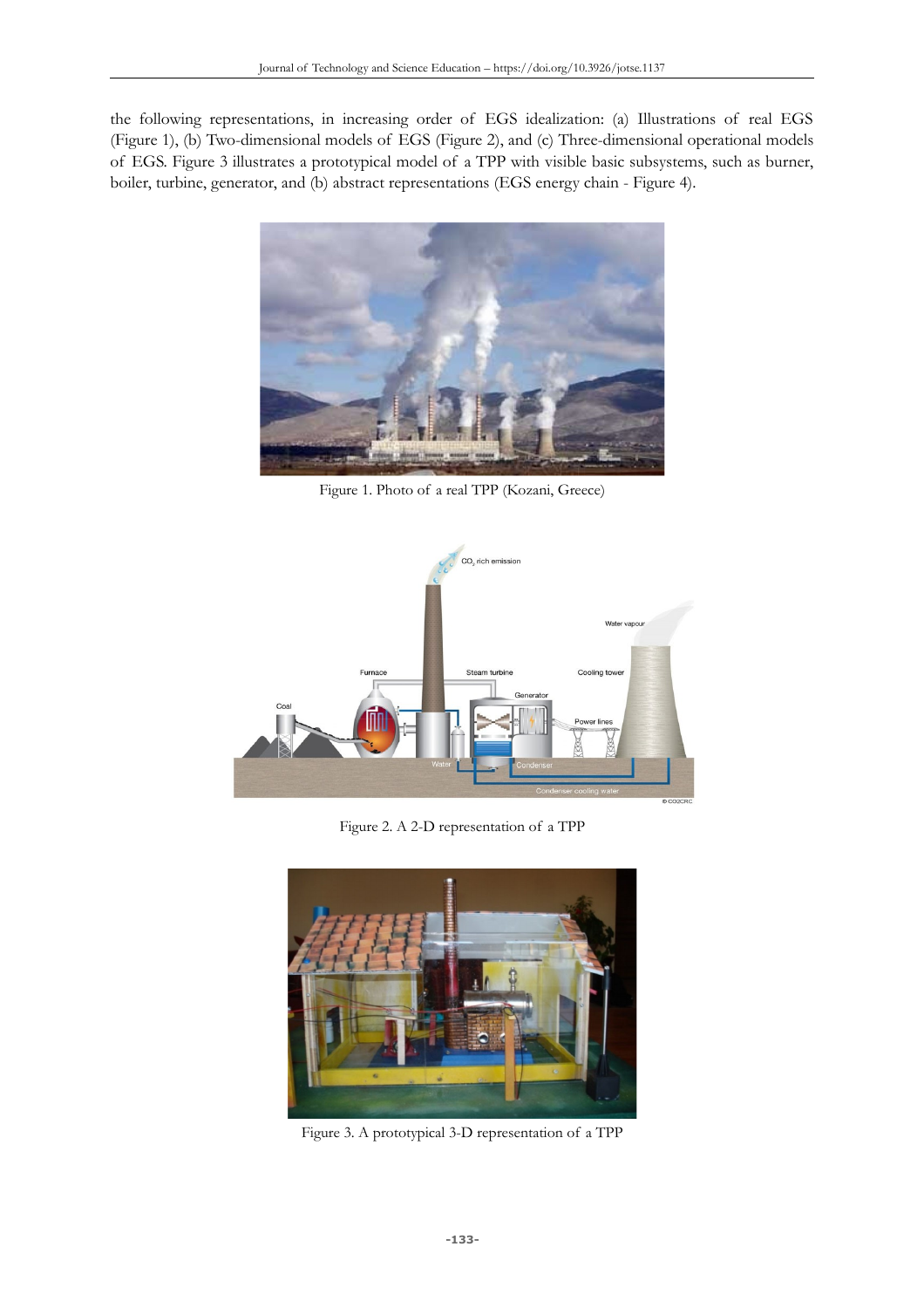the following representations, in increasing order of EGS idealization: (a) Illustrations of real EGS (Figure 1), (b) Two-dimensional models of EGS (Figure 2), and (c) Three-dimensional operational models of EGS. Figure 3 illustrates a prototypical model of a TPP with visible basic subsystems, such as burner, boiler, turbine, generator, and (b) abstract representations (EGS energy chain - Figure 4).

Figure 1. Photo of a real TPP (Kozani, Greece)

Figure 2. A 2-D representation of a TPP

Figure 3. A prototypical 3-D representation of a TPP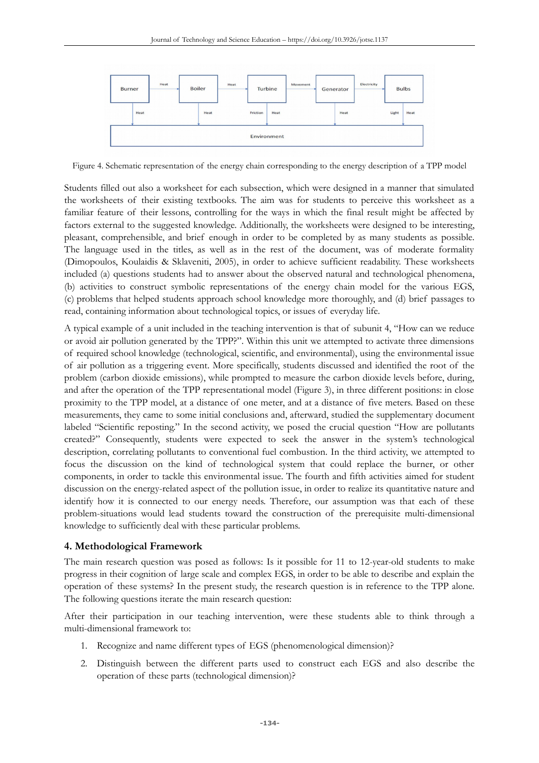Figure 4. Schematic representation of the energy chain corresponding to the energy description of a TPP model

Students filled out also a worksheet for each subsection, which were designed in a manner that simulated the worksheets of their existing textbooks. The aim was for students to perceive this worksheet as a familiar feature of their lessons, controlling for the ways in which the final result might be affected by factors external to the suggested knowledge. Additionally, the worksheets were designed to be interesting, pleasant, comprehensible, and brief enough in order to be completed by as many students as possible. The language used in the titles, as well as in the rest of the document, was of moderate formality (Dimopoulos, Koulaidis & Sklaveniti, 2005), in order to achieve sufficient readability. These worksheets included (a) questions students had to answer about the observed natural and technological phenomena, (b) activities to construct symbolic representations of the energy chain model for the various EGS, (c) problems that helped students approach school knowledge more thoroughly, and (d) brief passages to read, containing information about technological topics, or issues of everyday life.

A typical example of a unit included in the teaching intervention is that of subunit 4, "How can we reduce or avoid air pollution generated by the TPP?". Within this unit we attempted to activate three dimensions of required school knowledge (technological, scientific, and environmental), using the environmental issue of air pollution as a triggering event. More specifically, students discussed and identified the root of the problem (carbon dioxide emissions), while prompted to measure the carbon dioxide levels before, during, and after the operation of the TPP representational model (Figure 3), in three different positions: in close proximity to the TPP model, at a distance of one meter, and at a distance of five meters. Based on these measurements, they came to some initial conclusions and, afterward, studied the supplementary document labeled "Scientific reposting." In the second activity, we posed the crucial question "How are pollutants created?" Consequently, students were expected to seek the answer in the system's technological description, correlating pollutants to conventional fuel combustion. In the third activity, we attempted to focus the discussion on the kind of technological system that could replace the burner, or other components, in order to tackle this environmental issue. The fourth and fifth activities aimed for student discussion on the energy-related aspect of the pollution issue, in order to realize its quantitative nature and identify how it is connected to our energy needs. Therefore, our assumption was that each of these problem-situations would lead students toward the construction of the prerequisite multi-dimensional knowledge to sufficiently deal with these particular problems.

## 4. Methodological Framework

The main research question was posed as follows: Is it possible for 11 to 12-year-old students to make progress in their cognition of large scale and complex EGS, in order to be able to describe and explain the operation of these systems? In the present study, the research question is in reference to the TPP alone. The following questions iterate the main research question:

After their participation in our teaching intervention, were these students able to think through a multi-dimensional framework to:

1. Recognize and name different types of EGS (phenomenological dimension)?
2. Distinguish between the different parts used to construct each EGS and also describe the operation of these parts (technological dimension)?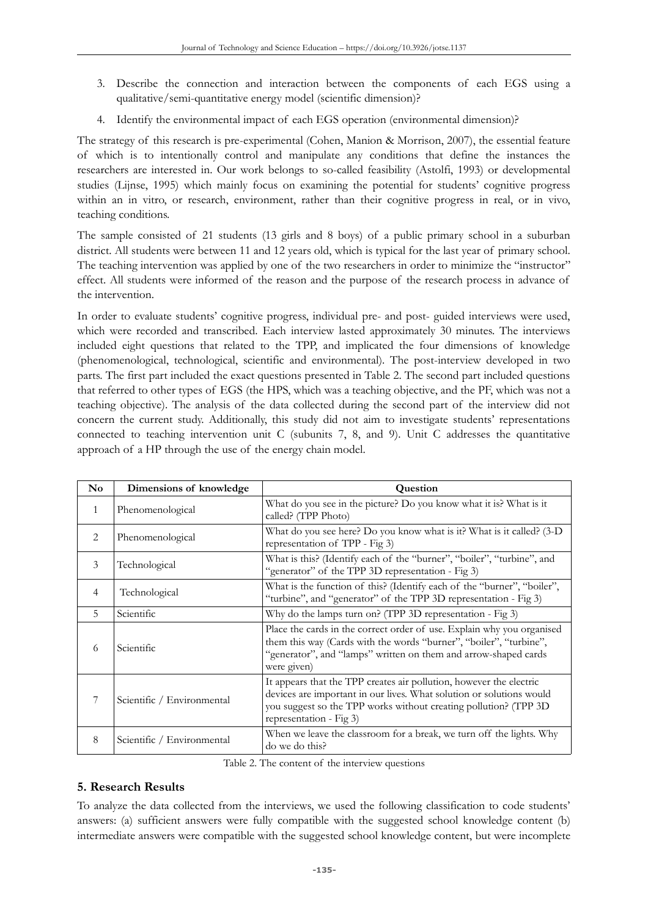3. Describe the connection and interaction between the components of each EGS using a qualitative/semi-quantitative energy model (scientific dimension)?
4. Identify the environmental impact of each EGS operation (environmental dimension)?

The strategy of this research is pre-experimental (Cohen, Manion & Morrison, 2007), the essential feature of which is to intentionally control and manipulate any conditions that define the instances the researchers are interested in. Our work belongs to so-called feasibility (Astolfi, 1993) or developmental studies (Lijnse, 1995) which mainly focus on examining the potential for students' cognitive progress within an in vitro, or research, environment, rather than their cognitive progress in real, or in vivo, teaching conditions.

The sample consisted of 21 students (13 girls and 8 boys) of a public primary school in a suburban district. All students were between 11 and 12 years old, which is typical for the last year of primary school. The teaching intervention was applied by one of the two researchers in order to minimize the "instructor" effect. All students were informed of the reason and the purpose of the research process in advance of the intervention.

In order to evaluate students' cognitive progress, individual pre- and post- guided interviews were used, which were recorded and transcribed. Each interview lasted approximately 30 minutes. The interviews included eight questions that related to the TPP, and implicated the four dimensions of knowledge (phenomenological, technological, scientific and environmental). The post-interview developed in two parts. The first part included the exact questions presented in Table 2. The second part included questions that referred to other types of EGS (the HPS, which was a teaching objective, and the PF, which was not a teaching objective). The analysis of the data collected during the second part of the interview did not concern the current study. Additionally, this study did not aim to investigate students' representations connected to teaching intervention unit C (subunits 7, 8, and 9). Unit C addresses the quantitative approach of a HP through the use of the energy chain model.

| No | Dimensions of knowledge | Question |
|---|---|---|
| 1 | Phenomenological | What do you see in the picture? Do you know what it is? What is it called? (TPP Photo) |
| 2 | Phenomenological | What do you see here? Do you know what is it? What is it called? (3-D representation of TPP - Fig 3) |
| 3 | Technological | What is this? (Identify each of the "burner", "boiler", "turbine", and "generator" of the TPP 3D representation - Fig 3) |
| 4 | Technological | What is the function of this? (Identify each of the "burner", "boiler", "turbine", and "generator" of the TPP 3D representation - Fig 3) |
| 5 | Scientific | Why do the lamps turn on? (TPP 3D representation - Fig 3) |
| 6 | Scientific | Place the cards in the correct order of use. Explain why you organised them this way (Cards with the words "burner", "boiler", "turbine", "generator", and "lamps" written on them and arrow-shaped cards were given) |
| 7 | Scientific / Environmental | It appears that the TPP creates air pollution, however the electric devices are important in our lives. What solution or solutions would you suggest so the TPP works without creating pollution? (TPP 3D representation - Fig 3) |
| 8 | Scientific / Environmental | When we leave the classroom for a break, we turn off the lights. Why do we do this? |

Table 2. The content of the interview questions

## 5. Research Results

To analyze the data collected from the interviews, we used the following classification to code students' answers: (a) sufficient answers were fully compatible with the suggested school knowledge content (b) intermediate answers were compatible with the suggested school knowledge content, but were incomplete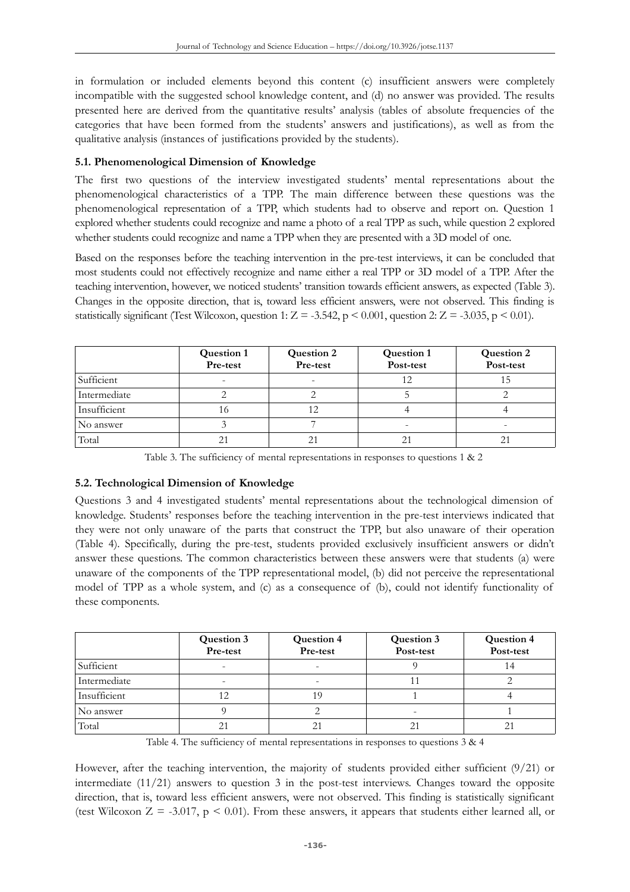in formulation or included elements beyond this content (c) insufficient answers were completely incompatible with the suggested school knowledge content, and (d) no answer was provided. The results presented here are derived from the quantitative results' analysis (tables of absolute frequencies of the categories that have been formed from the students' answers and justifications), as well as from the qualitative analysis (instances of justifications provided by the students).

### 5.1. Phenomenological Dimension of Knowledge

The first two questions of the interview investigated students' mental representations about the phenomenological characteristics of a TPP. The main difference between these questions was the phenomenological representation of a TPP, which students had to observe and report on. Question 1 explored whether students could recognize and name a photo of a real TPP as such, while question 2 explored whether students could recognize and name a TPP when they are presented with a 3D model of one.

Based on the responses before the teaching intervention in the pre-test interviews, it can be concluded that most students could not effectively recognize and name either a real TPP or 3D model of a TPP. After the teaching intervention, however, we noticed students' transition towards efficient answers, as expected (Table 3). Changes in the opposite direction, that is, toward less efficient answers, were not observed. This finding is statistically significant (Test Wilcoxon, question 1: $Z = -3.542$, $p < 0.001$, question 2: $Z = -3.035$, $p < 0.01$).

| | Question 1 Pre-test | Question 2 Pre-test | Question 1 Post-test | Question 2 Post-test |
|---|---|---|---|---|
| Sufficient | - | - | 12 | 15 |
| Intermediate | 2 | 2 | 5 | 2 |
| Insufficient | 16 | 12 | 4 | 4 |
| No answer | 3 | 7 | - | - |
| Total | 21 | 21 | 21 | 21 |

Table 3. The sufficiency of mental representations in responses to questions 1 & 2

### 5.2. Technological Dimension of Knowledge

Questions 3 and 4 investigated students' mental representations about the technological dimension of knowledge. Students' responses before the teaching intervention in the pre-test interviews indicated that they were not only unaware of the parts that construct the TPP, but also unaware of their operation (Table 4). Specifically, during the pre-test, students provided exclusively insufficient answers or didn't answer these questions. The common characteristics between these answers were that students (a) were unaware of the components of the TPP representational model, (b) did not perceive the representational model of TPP as a whole system, and (c) as a consequence of (b), could not identify functionality of these components.

| | Question 3 Pre-test | Question 4 Pre-test | Question 3 Post-test | Question 4 Post-test |
|---|---|---|---|---|
| Sufficient | - | - | 9 | 14 |
| Intermediate | - | - | 11 | 2 |
| Insufficient | 12 | 19 | 1 | 4 |
| No answer | 9 | 2 | - | 1 |
| Total | 21 | 21 | 21 | 21 |

Table 4. The sufficiency of mental representations in responses to questions 3 & 4

However, after the teaching intervention, the majority of students provided either sufficient (9/21) or intermediate (11/21) answers to question 3 in the post-test interviews. Changes toward the opposite direction, that is, toward less efficient answers, were not observed. This finding is statistically significant (test Wilcoxon $Z = -3.017$, $p < 0.01$). From these answers, it appears that students either learned all, or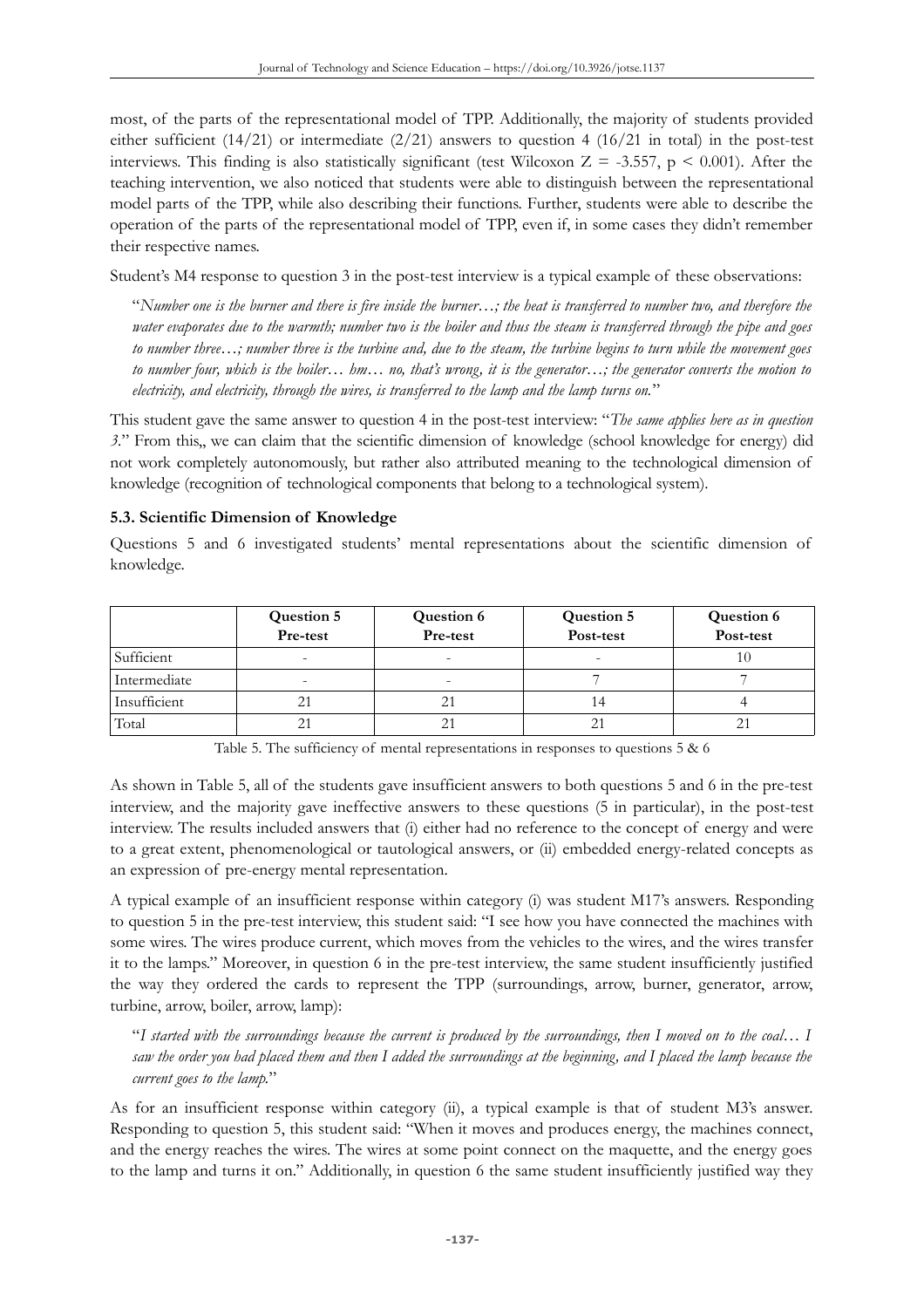most, of the parts of the representational model of TPP. Additionally, the majority of students provided either sufficient (14/21) or intermediate (2/21) answers to question 4 (16/21 in total) in the post-test interviews. This finding is also statistically significant (test Wilcoxon $Z = -3.557$, $p < 0.001$). After the teaching intervention, we also noticed that students were able to distinguish between the representational model parts of the TPP, while also describing their functions. Further, students were able to describe the operation of the parts of the representational model of TPP, even if, in some cases they didn't remember their respective names.

Student's M4 response to question 3 in the post-test interview is a typical example of these observations:

> "*Number one is the burner and there is fire inside the burner…; the heat is transferred to number two, and therefore the water evaporates due to the warmth; number two is the boiler and thus the steam is transferred through the pipe and goes to number three…; number three is the turbine and, due to the steam, the turbine begins to turn while the movement goes to number four, which is the boiler… hm… no, that's wrong, it is the generator…; the generator converts the motion to electricity, and electricity, through the wires, is transferred to the lamp and the lamp turns on.*"

This student gave the same answer to question 4 in the post-test interview: "*The same applies here as in question 3.*" From this,, we can claim that the scientific dimension of knowledge (school knowledge for energy) did not work completely autonomously, but rather also attributed meaning to the technological dimension of knowledge (recognition of technological components that belong to a technological system).

### 5.3. Scientific Dimension of Knowledge

Questions 5 and 6 investigated students' mental representations about the scientific dimension of knowledge.

| | **Question 5 Pre-test** | **Question 6 Pre-test** | **Question 5 Post-test** | **Question 6 Post-test** |
|---|---|---|---|---|
| Sufficient | - | - | - | 10 |
| Intermediate | - | - | 7 | 7 |
| Insufficient | 21 | 21 | 14 | 4 |
| Total | 21 | 21 | 21 | 21 |

Table 5. The sufficiency of mental representations in responses to questions 5 & 6

As shown in Table 5, all of the students gave insufficient answers to both questions 5 and 6 in the pre-test interview, and the majority gave ineffective answers to these questions (5 in particular), in the post-test interview. The results included answers that (i) either had no reference to the concept of energy and were to a great extent, phenomenological or tautological answers, or (ii) embedded energy-related concepts as an expression of pre-energy mental representation.

A typical example of an insufficient response within category (i) was student M17's answers. Responding to question 5 in the pre-test interview, this student said: "I see how you have connected the machines with some wires. The wires produce current, which moves from the vehicles to the wires, and the wires transfer it to the lamps." Moreover, in question 6 in the pre-test interview, the same student insufficiently justified the way they ordered the cards to represent the TPP (surroundings, arrow, burner, generator, arrow, turbine, arrow, boiler, arrow, lamp):

> "*I started with the surroundings because the current is produced by the surroundings, then I moved on to the coal… I saw the order you had placed them and then I added the surroundings at the beginning, and I placed the lamp because the current goes to the lamp.*"

As for an insufficient response within category (ii), a typical example is that of student M3's answer. Responding to question 5, this student said: "When it moves and produces energy, the machines connect, and the energy reaches the wires. The wires at some point connect on the maquette, and the energy goes to the lamp and turns it on." Additionally, in question 6 the same student insufficiently justified way they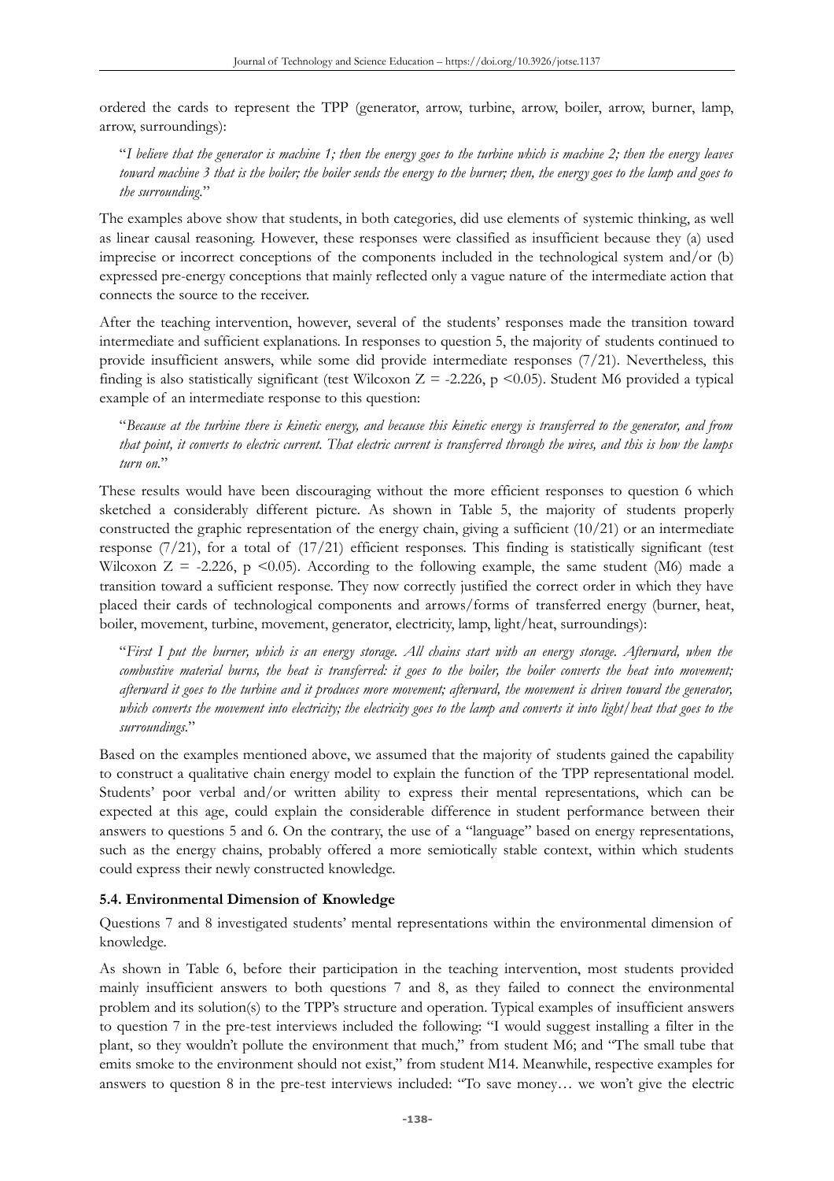ordered the cards to represent the TPP (generator, arrow, turbine, arrow, boiler, arrow, burner, lamp, arrow, surroundings):

> "*I believe that the generator is machine 1; then the energy goes to the turbine which is machine 2; then the energy leaves toward machine 3 that is the boiler; the boiler sends the energy to the burner; then, the energy goes to the lamp and goes to the surrounding.*"

The examples above show that students, in both categories, did use elements of systemic thinking, as well as linear causal reasoning. However, these responses were classified as insufficient because they (a) used imprecise or incorrect conceptions of the components included in the technological system and/or (b) expressed pre-energy conceptions that mainly reflected only a vague nature of the intermediate action that connects the source to the receiver.

After the teaching intervention, however, several of the students' responses made the transition toward intermediate and sufficient explanations. In responses to question 5, the majority of students continued to provide insufficient answers, while some did provide intermediate responses (7/21). Nevertheless, this finding is also statistically significant (test Wilcoxon $Z = -2.226$, $p < 0.05$). Student M6 provided a typical example of an intermediate response to this question:

> "*Because at the turbine there is kinetic energy, and because this kinetic energy is transferred to the generator, and from that point, it converts to electric current. That electric current is transferred through the wires, and this is how the lamps turn on.*"

These results would have been discouraging without the more efficient responses to question 6 which sketched a considerably different picture. As shown in Table 5, the majority of students properly constructed the graphic representation of the energy chain, giving a sufficient (10/21) or an intermediate response (7/21), for a total of (17/21) efficient responses. This finding is statistically significant (test Wilcoxon $Z = -2.226$, $p < 0.05$). According to the following example, the same student (M6) made a transition toward a sufficient response. They now correctly justified the correct order in which they have placed their cards of technological components and arrows/forms of transferred energy (burner, heat, boiler, movement, turbine, movement, generator, electricity, lamp, light/heat, surroundings):

> "*First I put the burner, which is an energy storage. All chains start with an energy storage. Afterward, when the combustive material burns, the heat is transferred: it goes to the boiler, the boiler converts the heat into movement; afterward it goes to the turbine and it produces more movement; afterward, the movement is driven toward the generator, which converts the movement into electricity; the electricity goes to the lamp and converts it into light/heat that goes to the surroundings.*"

Based on the examples mentioned above, we assumed that the majority of students gained the capability to construct a qualitative chain energy model to explain the function of the TPP representational model. Students' poor verbal and/or written ability to express their mental representations, which can be expected at this age, could explain the considerable difference in student performance between their answers to questions 5 and 6. On the contrary, the use of a "language" based on energy representations, such as the energy chains, probably offered a more semiotically stable context, within which students could express their newly constructed knowledge.

### 5.4. Environmental Dimension of Knowledge

Questions 7 and 8 investigated students' mental representations within the environmental dimension of knowledge.

As shown in Table 6, before their participation in the teaching intervention, most students provided mainly insufficient answers to both questions 7 and 8, as they failed to connect the environmental problem and its solution(s) to the TPP's structure and operation. Typical examples of insufficient answers to question 7 in the pre-test interviews included the following: "I would suggest installing a filter in the plant, so they wouldn't pollute the environment that much," from student M6; and "The small tube that emits smoke to the environment should not exist," from student M14. Meanwhile, respective examples for answers to question 8 in the pre-test interviews included: "To save money… we won't give the electric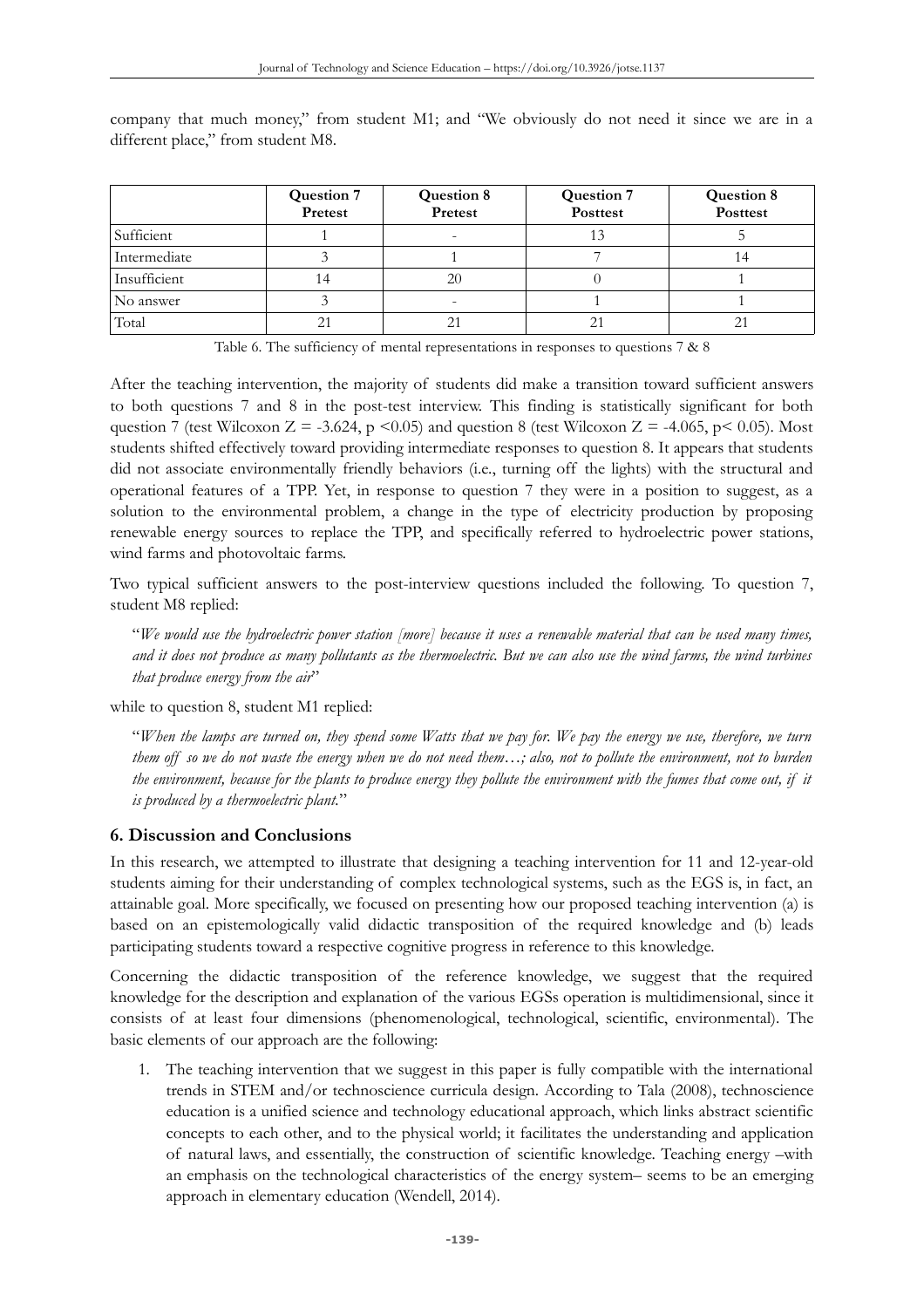company that much money," from student M1; and "We obviously do not need it since we are in a different place," from student M8.

| | Question 7 Pretest | Question 8 Pretest | Question 7 Posttest | Question 8 Posttest |
|---|---|---|---|---|
| Sufficient | 1 | - | 13 | 5 |
| Intermediate | 3 | 1 | 7 | 14 |
| Insufficient | 14 | 20 | 0 | 1 |
| No answer | 3 | - | 1 | 1 |
| Total | 21 | 21 | 21 | 21 |

Table 6. The sufficiency of mental representations in responses to questions 7 & 8

After the teaching intervention, the majority of students did make a transition toward sufficient answers to both questions 7 and 8 in the post-test interview. This finding is statistically significant for both question 7 (test Wilcoxon $Z = -3.624$, $p < 0.05$) and question 8 (test Wilcoxon $Z = -4.065$, $p < 0.05$). Most students shifted effectively toward providing intermediate responses to question 8. It appears that students did not associate environmentally friendly behaviors (i.e., turning off the lights) with the structural and operational features of a TPP. Yet, in response to question 7 they were in a position to suggest, as a solution to the environmental problem, a change in the type of electricity production by proposing renewable energy sources to replace the TPP, and specifically referred to hydroelectric power stations, wind farms and photovoltaic farms.

Two typical sufficient answers to the post-interview questions included the following. To question 7, student M8 replied:

> "*We would use the hydroelectric power station [more] because it uses a renewable material that can be used many times, and it does not produce as many pollutants as the thermoelectric. But we can also use the wind farms, the wind turbines that produce energy from the air*"

while to question 8, student M1 replied:

> "*When the lamps are turned on, they spend some Watts that we pay for. We pay the energy we use, therefore, we turn them off so we do not waste the energy when we do not need them…; also, not to pollute the environment, not to burden the environment, because for the plants to produce energy they pollute the environment with the fumes that come out, if it is produced by a thermoelectric plant.*"

## 6. Discussion and Conclusions

In this research, we attempted to illustrate that designing a teaching intervention for 11 and 12-year-old students aiming for their understanding of complex technological systems, such as the EGS is, in fact, an attainable goal. More specifically, we focused on presenting how our proposed teaching intervention (a) is based on an epistemologically valid didactic transposition of the required knowledge and (b) leads participating students toward a respective cognitive progress in reference to this knowledge.

Concerning the didactic transposition of the reference knowledge, we suggest that the required knowledge for the description and explanation of the various EGSs operation is multidimensional, since it consists of at least four dimensions (phenomenological, technological, scientific, environmental). The basic elements of our approach are the following:

1. The teaching intervention that we suggest in this paper is fully compatible with the international trends in STEM and/or technoscience curricula design. According to Tala (2008), technoscience education is a unified science and technology educational approach, which links abstract scientific concepts to each other, and to the physical world; it facilitates the understanding and application of natural laws, and essentially, the construction of scientific knowledge. Teaching energy –with an emphasis on the technological characteristics of the energy system– seems to be an emerging approach in elementary education (Wendell, 2014).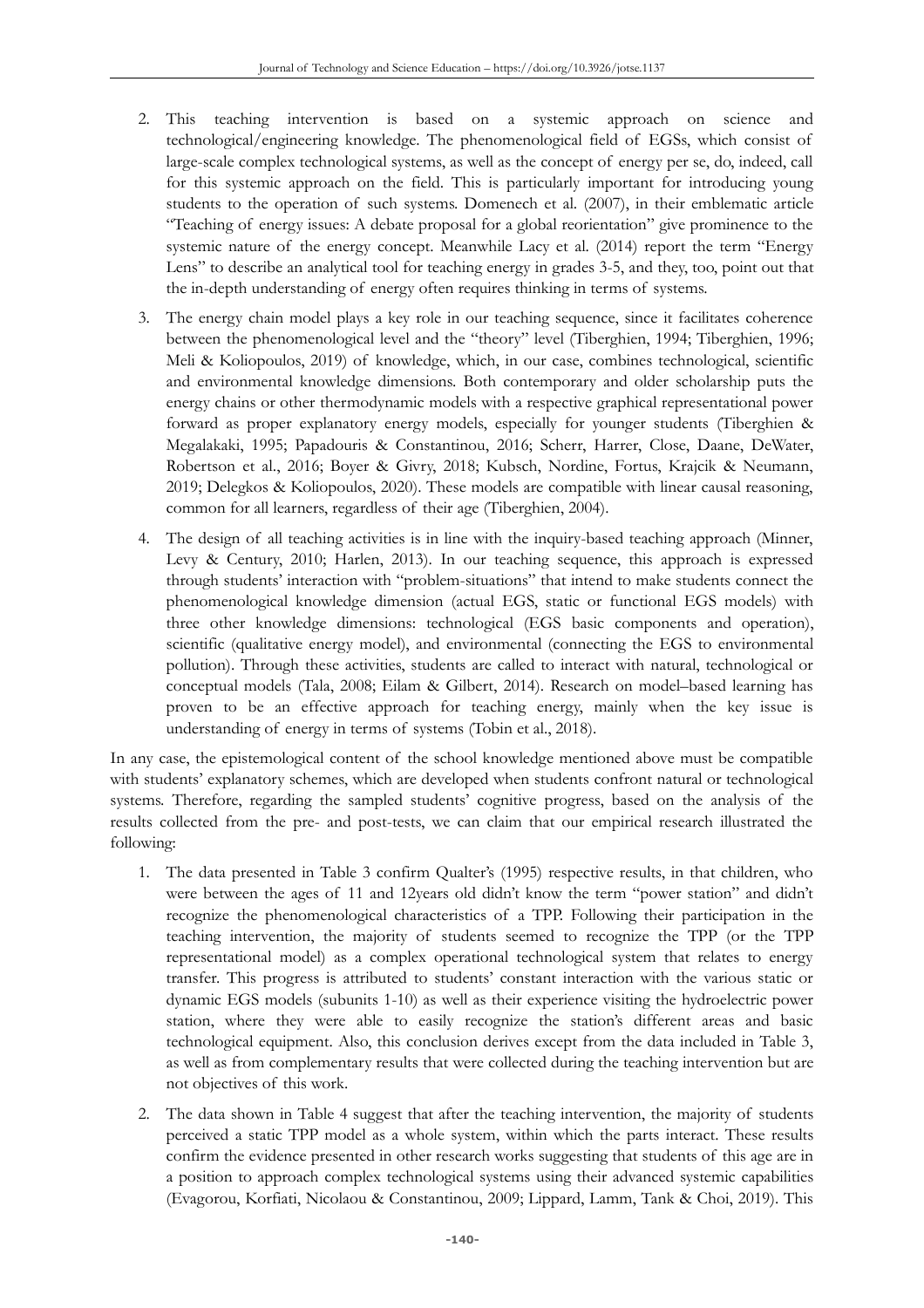2. This teaching intervention is based on a systemic approach on science and technological/engineering knowledge. The phenomenological field of EGSs, which consist of large-scale complex technological systems, as well as the concept of energy per se, do, indeed, call for this systemic approach on the field. This is particularly important for introducing young students to the operation of such systems. Domenech et al. (2007), in their emblematic article "Teaching of energy issues: A debate proposal for a global reorientation" give prominence to the systemic nature of the energy concept. Meanwhile Lacy et al. (2014) report the term "Energy Lens" to describe an analytical tool for teaching energy in grades 3-5, and they, too, point out that the in-depth understanding of energy often requires thinking in terms of systems.

3. The energy chain model plays a key role in our teaching sequence, since it facilitates coherence between the phenomenological level and the "theory" level (Tiberghien, 1994; Tiberghien, 1996; Meli & Koliopoulos, 2019) of knowledge, which, in our case, combines technological, scientific and environmental knowledge dimensions. Both contemporary and older scholarship puts the energy chains or other thermodynamic models with a respective graphical representational power forward as proper explanatory energy models, especially for younger students (Tiberghien & Megalakaki, 1995; Papadouris & Constantinou, 2016; Scherr, Harrer, Close, Daane, DeWater, Robertson et al., 2016; Boyer & Givry, 2018; Kubsch, Nordine, Fortus, Krajcik & Neumann, 2019; Delegkos & Koliopoulos, 2020). These models are compatible with linear causal reasoning, common for all learners, regardless of their age (Tiberghien, 2004).

4. The design of all teaching activities is in line with the inquiry-based teaching approach (Minner, Levy & Century, 2010; Harlen, 2013). In our teaching sequence, this approach is expressed through students' interaction with "problem-situations" that intend to make students connect the phenomenological knowledge dimension (actual EGS, static or functional EGS models) with three other knowledge dimensions: technological (EGS basic components and operation), scientific (qualitative energy model), and environmental (connecting the EGS to environmental pollution). Through these activities, students are called to interact with natural, technological or conceptual models (Tala, 2008; Eilam & Gilbert, 2014). Research on model–based learning has proven to be an effective approach for teaching energy, mainly when the key issue is understanding of energy in terms of systems (Tobin et al., 2018).

In any case, the epistemological content of the school knowledge mentioned above must be compatible with students' explanatory schemes, which are developed when students confront natural or technological systems. Therefore, regarding the sampled students' cognitive progress, based on the analysis of the results collected from the pre- and post-tests, we can claim that our empirical research illustrated the following:

1. The data presented in Table 3 confirm Qualter's (1995) respective results, in that children, who were between the ages of 11 and 12years old didn't know the term "power station" and didn't recognize the phenomenological characteristics of a TPP. Following their participation in the teaching intervention, the majority of students seemed to recognize the TPP (or the TPP representational model) as a complex operational technological system that relates to energy transfer. This progress is attributed to students' constant interaction with the various static or dynamic EGS models (subunits 1-10) as well as their experience visiting the hydroelectric power station, where they were able to easily recognize the station's different areas and basic technological equipment. Also, this conclusion derives except from the data included in Table 3, as well as from complementary results that were collected during the teaching intervention but are not objectives of this work.

2. The data shown in Table 4 suggest that after the teaching intervention, the majority of students perceived a static TPP model as a whole system, within which the parts interact. These results confirm the evidence presented in other research works suggesting that students of this age are in a position to approach complex technological systems using their advanced systemic capabilities (Evagorou, Korfiati, Nicolaou & Constantinou, 2009; Lippard, Lamm, Tank & Choi, 2019). This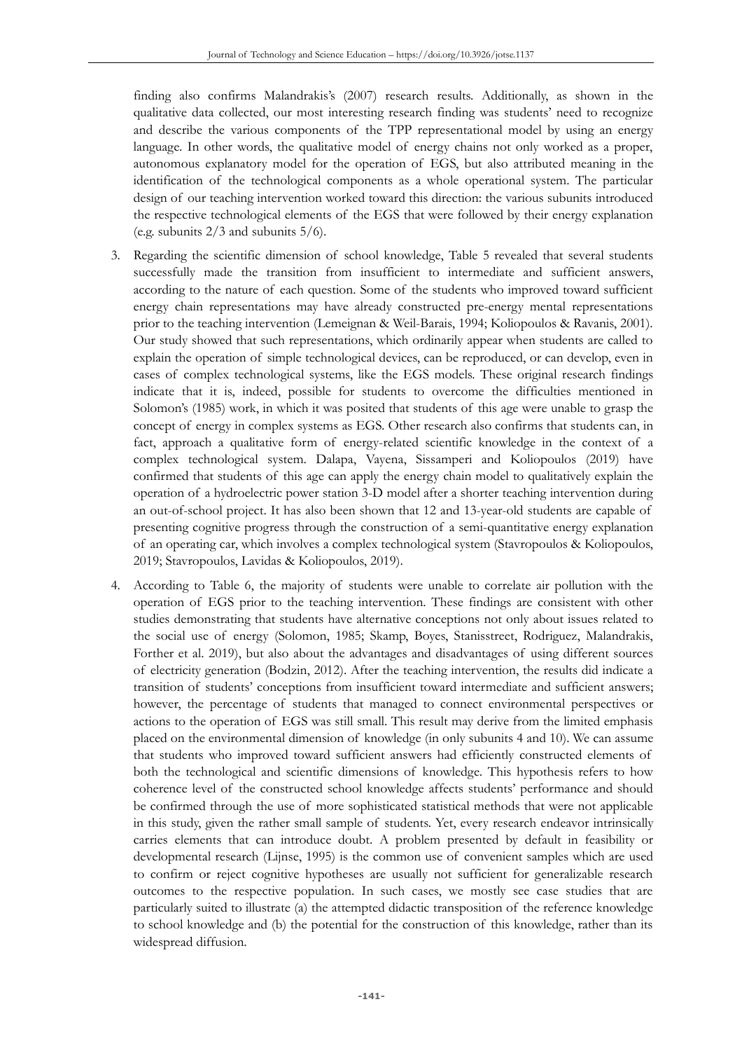finding also confirms Malandrakis's (2007) research results. Additionally, as shown in the qualitative data collected, our most interesting research finding was students' need to recognize and describe the various components of the TPP representational model by using an energy language. In other words, the qualitative model of energy chains not only worked as a proper, autonomous explanatory model for the operation of EGS, but also attributed meaning in the identification of the technological components as a whole operational system. The particular design of our teaching intervention worked toward this direction: the various subunits introduced the respective technological elements of the EGS that were followed by their energy explanation (e.g. subunits 2/3 and subunits 5/6).

3. Regarding the scientific dimension of school knowledge, Table 5 revealed that several students successfully made the transition from insufficient to intermediate and sufficient answers, according to the nature of each question. Some of the students who improved toward sufficient energy chain representations may have already constructed pre-energy mental representations prior to the teaching intervention (Lemeignan & Weil-Barais, 1994; Koliopoulos & Ravanis, 2001). Our study showed that such representations, which ordinarily appear when students are called to explain the operation of simple technological devices, can be reproduced, or can develop, even in cases of complex technological systems, like the EGS models. These original research findings indicate that it is, indeed, possible for students to overcome the difficulties mentioned in Solomon's (1985) work, in which it was posited that students of this age were unable to grasp the concept of energy in complex systems as EGS. Other research also confirms that students can, in fact, approach a qualitative form of energy-related scientific knowledge in the context of a complex technological system. Dalapa, Vayena, Sissamperi and Koliopoulos (2019) have confirmed that students of this age can apply the energy chain model to qualitatively explain the operation of a hydroelectric power station 3-D model after a shorter teaching intervention during an out-of-school project. It has also been shown that 12 and 13-year-old students are capable of presenting cognitive progress through the construction of a semi-quantitative energy explanation of an operating car, which involves a complex technological system (Stavropoulos & Koliopoulos, 2019; Stavropoulos, Lavidas & Koliopoulos, 2019).

4. According to Table 6, the majority of students were unable to correlate air pollution with the operation of EGS prior to the teaching intervention. These findings are consistent with other studies demonstrating that students have alternative conceptions not only about issues related to the social use of energy (Solomon, 1985; Skamp, Boyes, Stanisstreet, Rodriguez, Malandrakis, Forther et al. 2019), but also about the advantages and disadvantages of using different sources of electricity generation (Bodzin, 2012). After the teaching intervention, the results did indicate a transition of students' conceptions from insufficient toward intermediate and sufficient answers; however, the percentage of students that managed to connect environmental perspectives or actions to the operation of EGS was still small. This result may derive from the limited emphasis placed on the environmental dimension of knowledge (in only subunits 4 and 10). We can assume that students who improved toward sufficient answers had efficiently constructed elements of both the technological and scientific dimensions of knowledge. This hypothesis refers to how coherence level of the constructed school knowledge affects students' performance and should be confirmed through the use of more sophisticated statistical methods that were not applicable in this study, given the rather small sample of students. Yet, every research endeavor intrinsically carries elements that can introduce doubt. A problem presented by default in feasibility or developmental research (Lijnse, 1995) is the common use of convenient samples which are used to confirm or reject cognitive hypotheses are usually not sufficient for generalizable research outcomes to the respective population. In such cases, we mostly see case studies that are particularly suited to illustrate (a) the attempted didactic transposition of the reference knowledge to school knowledge and (b) the potential for the construction of this knowledge, rather than its widespread diffusion.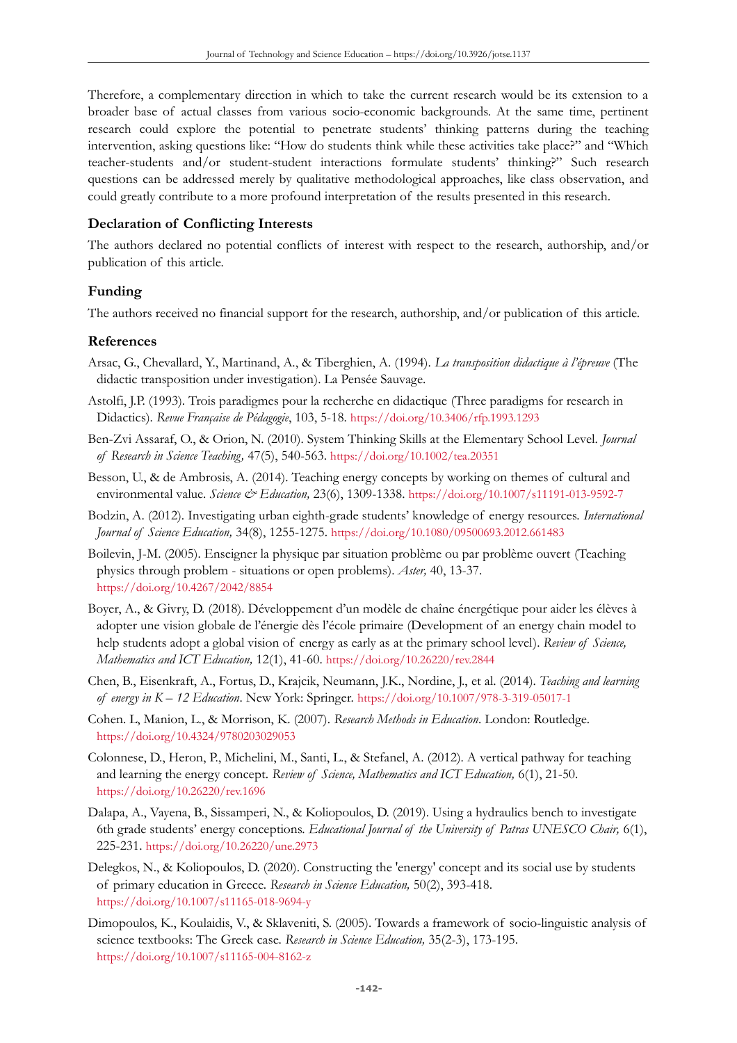Therefore, a complementary direction in which to take the current research would be its extension to a broader base of actual classes from various socio-economic backgrounds. At the same time, pertinent research could explore the potential to penetrate students' thinking patterns during the teaching intervention, asking questions like: "How do students think while these activities take place?" and "Which teacher-students and/or student-student interactions formulate students' thinking?" Such research questions can be addressed merely by qualitative methodological approaches, like class observation, and could greatly contribute to a more profound interpretation of the results presented in this research.

### Declaration of Conflicting Interests

The authors declared no potential conflicts of interest with respect to the research, authorship, and/or publication of this article.

### Funding

The authors received no financial support for the research, authorship, and/or publication of this article.

### References

Arsac, G., Chevallard, Y., Martinand, A., & Tiberghien, A. (1994). *La transposition didactique à l'épreuve* (The didactic transposition under investigation). La Pensée Sauvage.

Astolfi, J.P. (1993). Trois paradigmes pour la recherche en didactique (Three paradigms for research in Didactics). *Revue Française de Pédagogie*, 103, 5-18. https://doi.org/10.3406/rfp.1993.1293

Ben-Zvi Assaraf, O., & Orion, N. (2010). System Thinking Skills at the Elementary School Level. *Journal of Research in Science Teaching,* 47(5), 540-563. https://doi.org/10.1002/tea.20351

Besson, U., & de Ambrosis, A. (2014). Teaching energy concepts by working on themes of cultural and environmental value. *Science & Education,* 23(6), 1309-1338. https://doi.org/10.1007/s11191-013-9592-7

Bodzin, A. (2012). Investigating urban eighth-grade students' knowledge of energy resources. *International Journal of Science Education,* 34(8), 1255-1275. https://doi.org/10.1080/09500693.2012.661483

Boilevin, J-M. (2005). Enseigner la physique par situation problème ou par problème ouvert (Teaching physics through problem - situations or open problems). *Aster,* 40, 13-37. https://doi.org/10.4267/2042/8854

Boyer, A., & Givry, D. (2018). Développement d'un modèle de chaîne énergétique pour aider les élèves à adopter une vision globale de l'énergie dès l'école primaire (Development of an energy chain model to help students adopt a global vision of energy as early as at the primary school level). *Review of Science, Mathematics and ICT Education,* 12(1), 41-60. https://doi.org/10.26220/rev.2844

Chen, B., Eisenkraft, A., Fortus, D., Krajcik, Neumann, J.K., Nordine, J., et al. (2014). *Teaching and learning of energy in K – 12 Education*. New York: Springer. https://doi.org/10.1007/978-3-319-05017-1

Cohen. L, Manion, L., & Morrison, K. (2007). *Research Methods in Education*. London: Routledge. https://doi.org/10.4324/9780203029053

Colonnese, D., Heron, P., Michelini, M., Santi, L., & Stefanel, A. (2012). A vertical pathway for teaching and learning the energy concept. *Review of Science, Mathematics and ICT Education,* 6(1), 21-50. https://doi.org/10.26220/rev.1696

Dalapa, A., Vayena, B., Sissamperi, N., & Koliopoulos, D. (2019). Using a hydraulics bench to investigate 6th grade students' energy conceptions. *Educational Journal of the University of Patras UNESCO Chair,* 6(1), 225-231. https://doi.org/10.26220/une.2973

Delegkos, N., & Koliopoulos, D. (2020). Constructing the 'energy' concept and its social use by students of primary education in Greece. *Research in Science Education,* 50(2), 393-418. https://doi.org/10.1007/s11165-018-9694-y

Dimopoulos, K., Koulaidis, V., & Sklaveniti, S. (2005). Towards a framework of socio-linguistic analysis of science textbooks: The Greek case. *Research in Science Education,* 35(2-3), 173-195. https://doi.org/10.1007/s11165-004-8162-z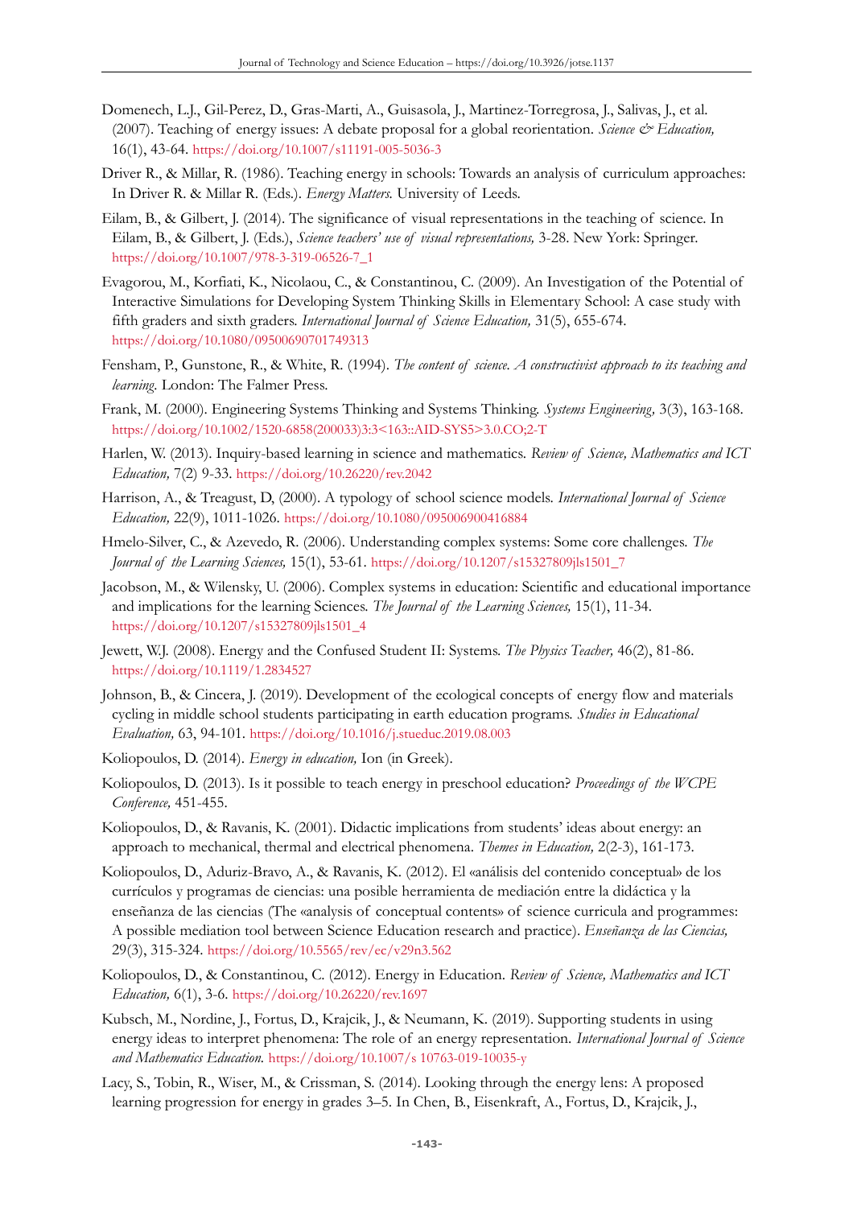Domenech, L.J., Gil-Perez, D., Gras-Marti, A., Guisasola, J., Martinez-Torregrosa, J., Salivas, J., et al. (2007). Teaching of energy issues: A debate proposal for a global reorientation. *Science & Education,* 16(1), 43-64. https://doi.org/10.1007/s11191-005-5036-3

Driver R., & Millar, R. (1986). Teaching energy in schools: Towards an analysis of curriculum approaches: In Driver R. & Millar R. (Eds.). *Energy Matters.* University of Leeds.

Eilam, B., & Gilbert, J. (2014). The significance of visual representations in the teaching of science. In Eilam, B., & Gilbert, J. (Eds.), *Science teachers' use of visual representations,* 3-28. New York: Springer. https://doi.org/10.1007/978-3-319-06526-7_1

Evagorou, M., Korfiati, K., Nicolaou, C., & Constantinou, C. (2009). An Investigation of the Potential of Interactive Simulations for Developing System Thinking Skills in Elementary School: A case study with fifth graders and sixth graders. *International Journal of Science Education,* 31(5), 655-674. https://doi.org/10.1080/09500690701749313

Fensham, P., Gunstone, R., & White, R. (1994). *The content of science. A constructivist approach to its teaching and learning.* London: The Falmer Press.

Frank, M. (2000). Engineering Systems Thinking and Systems Thinking. *Systems Engineering,* 3(3), 163-168. https://doi.org/10.1002/1520-6858(200033)3:3<163::AID-SYS5>3.0.CO;2-T

Harlen, W. (2013). Inquiry-based learning in science and mathematics. *Review of Science, Mathematics and ICT Education,* 7(2) 9-33. https://doi.org/10.26220/rev.2042

Harrison, A., & Treagust, D, (2000). A typology of school science models. *International Journal of Science Education,* 22(9), 1011-1026. https://doi.org/10.1080/095006900416884

Hmelo-Silver, C., & Azevedo, R. (2006). Understanding complex systems: Some core challenges. *The Journal of the Learning Sciences,* 15(1), 53-61. https://doi.org/10.1207/s15327809jls1501_7

Jacobson, M., & Wilensky, U. (2006). Complex systems in education: Scientific and educational importance and implications for the learning Sciences. *The Journal of the Learning Sciences,* 15(1), 11-34. https://doi.org/10.1207/s15327809jls1501_4

Jewett, W.J. (2008). Energy and the Confused Student II: Systems. *The Physics Teacher,* 46(2), 81-86. https://doi.org/10.1119/1.2834527

Johnson, B., & Cincera, J. (2019). Development of the ecological concepts of energy flow and materials cycling in middle school students participating in earth education programs. *Studies in Educational Evaluation,* 63, 94-101. https://doi.org/10.1016/j.stueduc.2019.08.003

Koliopoulos, D. (2014). *Energy in education,* Ion (in Greek).

Koliopoulos, D. (2013). Is it possible to teach energy in preschool education? *Proceedings of the WCPE Conference,* 451-455.

Koliopoulos, D., & Ravanis, K. (2001). Didactic implications from students' ideas about energy: an approach to mechanical, thermal and electrical phenomena. *Themes in Education,* 2(2-3), 161-173.

Koliopoulos, D., Aduriz-Bravo, A., & Ravanis, K. (2012). El «análisis del contenido conceptual» de los currículos y programas de ciencias: una posible herramienta de mediación entre la didáctica y la enseñanza de las ciencias (The «analysis of conceptual contents» of science curricula and programmes: A possible mediation tool between Science Education research and practice). *Enseñanza de las Ciencias,* 29(3), 315-324. https://doi.org/10.5565/rev/ec/v29n3.562

Koliopoulos, D., & Constantinou, C. (2012). Energy in Education. *Review of Science, Mathematics and ICT Education,* 6(1), 3-6. https://doi.org/10.26220/rev.1697

Kubsch, M., Nordine, J., Fortus, D., Krajcik, J., & Neumann, K. (2019). Supporting students in using energy ideas to interpret phenomena: The role of an energy representation. *International Journal of Science and Mathematics Education.* https://doi.org/10.1007/s 10763-019-10035-y

Lacy, S., Tobin, R., Wiser, M., & Crissman, S. (2014). Looking through the energy lens: A proposed learning progression for energy in grades 3–5. In Chen, B., Eisenkraft, A., Fortus, D., Krajcik, J.,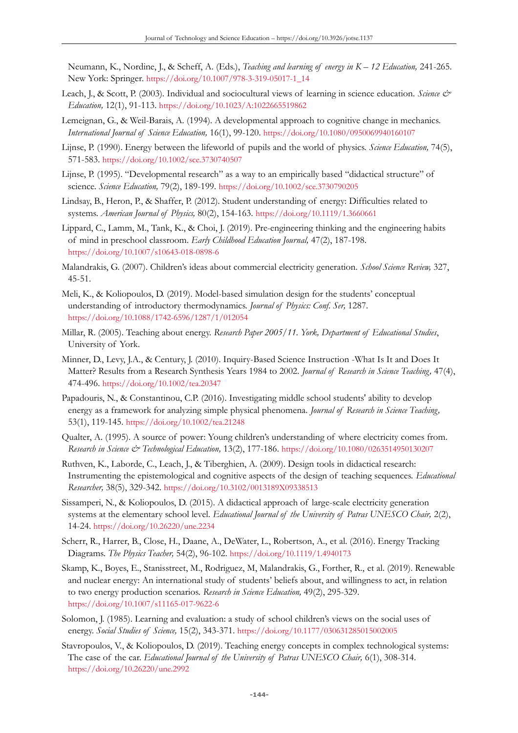Neumann, K., Nordine, J., & Scheff, A. (Eds.), *Teaching and learning of energy in K – 12 Education,* 241-265. New York: Springer. https://doi.org/10.1007/978-3-319-05017-1_14

Leach, J., & Scott, P. (2003). Individual and sociocultural views of learning in science education. *Science & Education,* 12(1), 91-113. https://doi.org/10.1023/A:1022665519862

Lemeignan, G., & Weil-Barais, A. (1994). A developmental approach to cognitive change in mechanics. *International Journal of Science Education,* 16(1), 99-120. https://doi.org/10.1080/0950069940160107

Lijnse, P. (1990). Energy between the lifeworld of pupils and the world of physics. *Science Education,* 74(5), 571-583. https://doi.org/10.1002/sce.3730740507

Lijnse, P. (1995). "Developmental research" as a way to an empirically based "didactical structure" of science. *Science Education,* 79(2), 189-199. https://doi.org/10.1002/sce.3730790205

Lindsay, B., Heron, P., & Shaffer, P. (2012). Student understanding of energy: Difficulties related to systems. *American Journal of Physics,* 80(2), 154-163. https://doi.org/10.1119/1.3660661

Lippard, C., Lamm, M., Tank, K., & Choi, J. (2019). Pre-engineering thinking and the engineering habits of mind in preschool classroom. *Early Childhood Education Journal,* 47(2), 187-198. https://doi.org/10.1007/s10643-018-0898-6

Malandrakis, G. (2007). Children's ideas about commercial electricity generation. *School Science Review,* 327, 45-51.

Meli, K., & Koliopoulos, D. (2019). Model-based simulation design for the students' conceptual understanding of introductory thermodynamics. *Journal of Physics: Conf. Ser,* 1287. https://doi.org/10.1088/1742-6596/1287/1/012054

Millar, R. (2005). Teaching about energy. *Research Paper 2005/11. York, Department of Educational Studies*, University of York.

Minner, D., Levy, J.A., & Century, J. (2010). Inquiry-Based Science Instruction -What Is It and Does It Matter? Results from a Research Synthesis Years 1984 to 2002. *Journal of Research in Science Teaching,* 47(4), 474-496. https://doi.org/10.1002/tea.20347

Papadouris, N., & Constantinou, C.P. (2016). Investigating middle school students' ability to develop energy as a framework for analyzing simple physical phenomena. *Journal of Research in Science Teaching,* 53(1), 119-145. https://doi.org/10.1002/tea.21248

Qualter, A. (1995). A source of power: Young children's understanding of where electricity comes from. *Research in Science & Technological Education,* 13(2), 177-186. https://doi.org/10.1080/0263514950130207

Ruthven, K., Laborde, C., Leach, J., & Tiberghien, A. (2009). Design tools in didactical research: Instrumenting the epistemological and cognitive aspects of the design of teaching sequences. *Educational Researcher,* 38(5), 329-342. https://doi.org/10.3102/0013189X09338513

Sissamperi, N., & Koliopoulos, D. (2015). A didactical approach of large-scale electricity generation systems at the elementary school level. *Educational Journal of the University of Patras UNESCO Chair,* 2(2), 14-24. https://doi.org/10.26220/une.2234

Scherr, R., Harrer, B., Close, H., Daane, A., DeWater, L., Robertson, A., et al. (2016). Energy Tracking Diagrams. *The Physics Teacher,* 54(2), 96-102. https://doi.org/10.1119/1.4940173

Skamp, K., Boyes, E., Stanisstreet, M., Rodriguez, M, Malandrakis, G., Forther, R., et al. (2019). Renewable and nuclear energy: An international study of students' beliefs about, and willingness to act, in relation to two energy production scenarios. *Research in Science Education,* 49(2), 295-329. https://doi.org/10.1007/s11165-017-9622-6

Solomon, J. (1985). Learning and evaluation: a study of school children's views on the social uses of energy. *Social Studies of Science,* 15(2), 343-371. https://doi.org/10.1177/030631285015002005

Stavropoulos, V., & Koliopoulos, D. (2019). Teaching energy concepts in complex technological systems: The case of the car. *Educational Journal of the University of Patras UNESCO Chair,* 6(1), 308-314. https://doi.org/10.26220/une.2992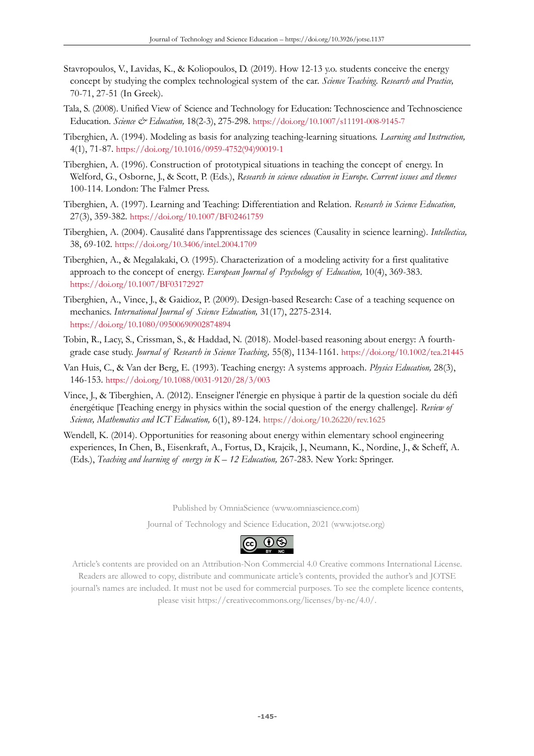Stavropoulos, V., Lavidas, K., & Koliopoulos, D. (2019). How 12-13 y.o. students conceive the energy concept by studying the complex technological system of the car. *Science Teaching. Research and Practice,* 70-71, 27-51 (In Greek).

Tala, S. (2008). Unified View of Science and Technology for Education: Technoscience and Technoscience Education. *Science & Education,* 18(2-3), 275-298. https://doi.org/10.1007/s11191-008-9145-7

Tiberghien, A. (1994). Modeling as basis for analyzing teaching-learning situations. *Learning and Instruction,* 4(1), 71-87. https://doi.org/10.1016/0959-4752(94)90019-1

Tiberghien, A. (1996). Construction of prototypical situations in teaching the concept of energy. In Welford, G., Osborne, J., & Scott, P. (Eds.), *Research in science education in Europe. Current issues and themes* 100-114. London: The Falmer Press.

Tiberghien, A. (1997). Learning and Teaching: Differentiation and Relation. *Research in Science Education,* 27(3), 359-382. https://doi.org/10.1007/BF02461759

Tiberghien, A. (2004). Causalité dans l'apprentissage des sciences (Causality in science learning). *Intellectica,* 38, 69-102. https://doi.org/10.3406/intel.2004.1709

Tiberghien, A., & Megalakaki, O. (1995). Characterization of a modeling activity for a first qualitative approach to the concept of energy. *European Journal of Psychology of Education,* 10(4), 369-383. https://doi.org/10.1007/BF03172927

Tiberghien, A., Vince, J., & Gaidioz, P. (2009). Design-based Research: Case of a teaching sequence on mechanics. *International Journal of Science Education,* 31(17), 2275-2314. https://doi.org/10.1080/09500690902874894

Tobin, R., Lacy, S., Crissman, S., & Haddad, N. (2018). Model-based reasoning about energy: A fourth-grade case study. *Journal of Research in Science Teaching,* 55(8), 1134-1161. https://doi.org/10.1002/tea.21445

Van Huis, C., & Van der Berg, E. (1993). Teaching energy: A systems approach. *Physics Education,* 28(3), 146-153. https://doi.org/10.1088/0031-9120/28/3/003

Vince, J., & Tiberghien, A. (2012). Enseigner l'énergie en physique à partir de la question sociale du défi énergétique [Teaching energy in physics within the social question of the energy challenge]. *Review of Science, Mathematics and ICT Education,* 6(1), 89-124. https://doi.org/10.26220/rev.1625

Wendell, K. (2014). Opportunities for reasoning about energy within elementary school engineering experiences, In Chen, B., Eisenkraft, A., Fortus, D., Krajcik, J., Neumann, K., Nordine, J., & Scheff, A. (Eds.), *Teaching and learning of energy in K – 12 Education,* 267-283. New York: Springer.

Published by OmniaScience (www.omniascience.com)

Journal of Technology and Science Education, 2021 (www.jotse.org)

Article's contents are provided on an Attribution-Non Commercial 4.0 Creative commons International License. Readers are allowed to copy, distribute and communicate article's contents, provided the author's and JOTSE journal's names are included. It must not be used for commercial purposes. To see the complete licence contents, please visit https://creativecommons.org/licenses/by-nc/4.0/.